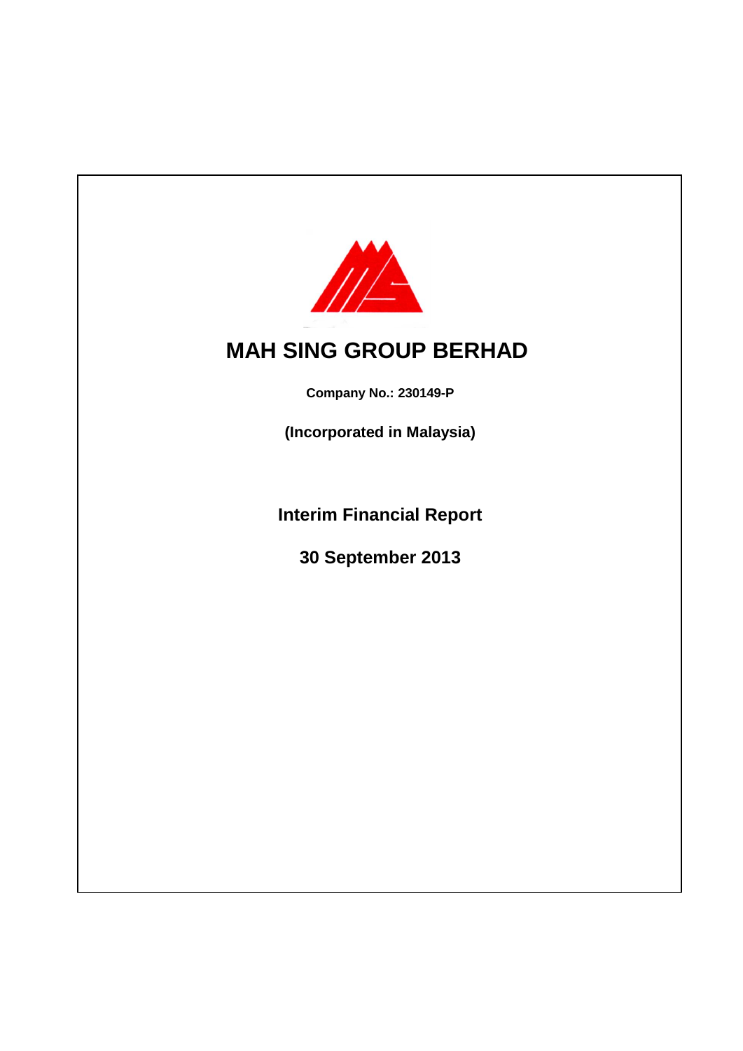# MAH SING GROUP BERHAD

**Company No.: 230149-P**

**(Incorporated in Malaysia)**

**Interim Financial Report**

**30 September 2013**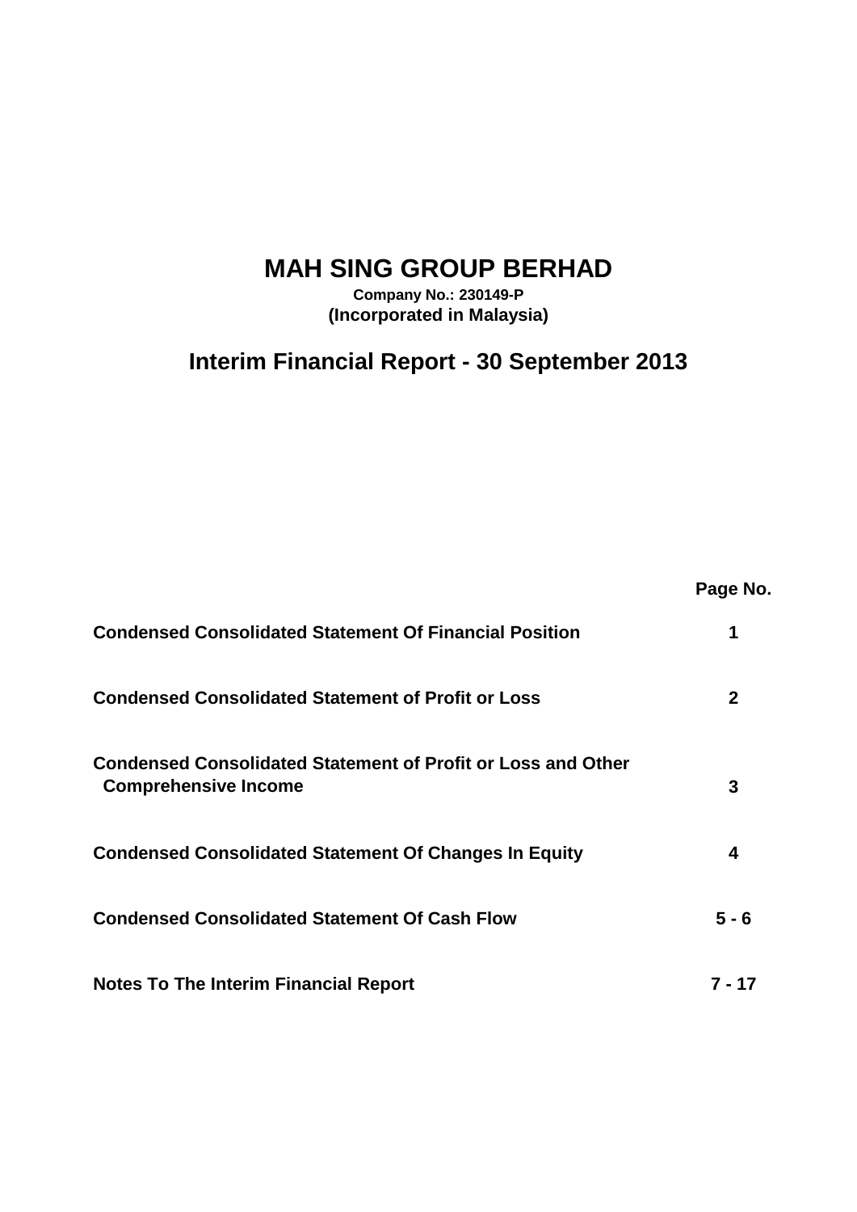# MAH SING GROUP BERHAD

**Company No.: 230149-P**
**(Incorporated in Malaysia)**

## Interim Financial Report - 30 September 2013

| | Page No. |
|---|---|
| **Condensed Consolidated Statement Of Financial Position** | **1** |
| **Condensed Consolidated Statement of Profit or Loss** | **2** |
| **Condensed Consolidated Statement of Profit or Loss and Other Comprehensive Income** | **3** |
| **Condensed Consolidated Statement Of Changes In Equity** | **4** |
| **Condensed Consolidated Statement Of Cash Flow** | **5 - 6** |
| **Notes To The Interim Financial Report** | **7 - 17** |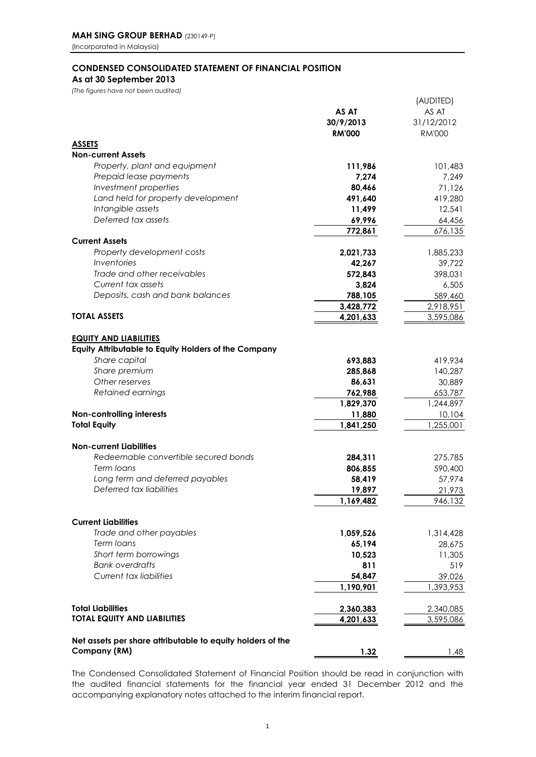**MAH SING GROUP BERHAD** (230149-P)
(Incorporated in Malaysia)

## CONDENSED CONSOLIDATED STATEMENT OF FINANCIAL POSITION
**As at 30 September 2013**

*(The figures have not been audited)*

| | **AS AT 30/9/2013 RM'000** | (AUDITED) AS AT 31/12/2012 RM'000 |
|---|---|---|
| **ASSETS** | | |
| **Non-current Assets** | | |
| *Property, plant and equipment* | **111,986** | 101,483 |
| *Prepaid lease payments* | **7,274** | 7,249 |
| *Investment properties* | **80,466** | 71,126 |
| *Land held for property development* | **491,640** | 419,280 |
| *Intangible assets* | **11,499** | 12,541 |
| *Deferred tax assets* | **69,996** | 64,456 |
| | **772,861** | 676,135 |
| **Current Assets** | | |
| *Property development costs* | **2,021,733** | 1,885,233 |
| *Inventories* | **42,267** | 39,722 |
| *Trade and other receivables* | **572,843** | 398,031 |
| *Current tax assets* | **3,824** | 6,505 |
| *Deposits, cash and bank balances* | **788,105** | 589,460 |
| | **3,428,772** | 2,918,951 |
| **TOTAL ASSETS** | **4,201,633** | 3,595,086 |
| | | |
| **EQUITY AND LIABILITIES** | | |
| **Equity Attributable to Equity Holders of the Company** | | |
| *Share capital* | **693,883** | 419,934 |
| *Share premium* | **285,868** | 140,287 |
| *Other reserves* | **86,631** | 30,889 |
| *Retained earnings* | **762,988** | 653,787 |
| | **1,829,370** | 1,244,897 |
| **Non-controlling interests** | **11,880** | 10,104 |
| **Total Equity** | **1,841,250** | 1,255,001 |
| | | |
| **Non-current Liabilities** | | |
| *Redeemable convertible secured bonds* | **284,311** | 275,785 |
| *Term loans* | **806,855** | 590,400 |
| *Long term and deferred payables* | **58,419** | 57,974 |
| *Deferred tax liabilities* | **19,897** | 21,973 |
| | **1,169,482** | 946,132 |
| | | |
| **Current Liabilities** | | |
| *Trade and other payables* | **1,059,526** | 1,314,428 |
| *Term loans* | **65,194** | 28,675 |
| *Short term borrowings* | **10,523** | 11,305 |
| *Bank overdrafts* | **811** | 519 |
| *Current tax liabilities* | **54,847** | 39,026 |
| | **1,190,901** | 1,393,953 |
| | | |
| **Total Liabilities** | **2,360,383** | 2,340,085 |
| **TOTAL EQUITY AND LIABILITIES** | **4,201,633** | 3,595,086 |
| | | |
| **Net assets per share attributable to equity holders of the Company (RM)** | **1.32** | 1.48 |

The Condensed Consolidated Statement of Financial Position should be read in conjunction with the audited financial statements for the financial year ended 31 December 2012 and the accompanying explanatory notes attached to the interim financial report.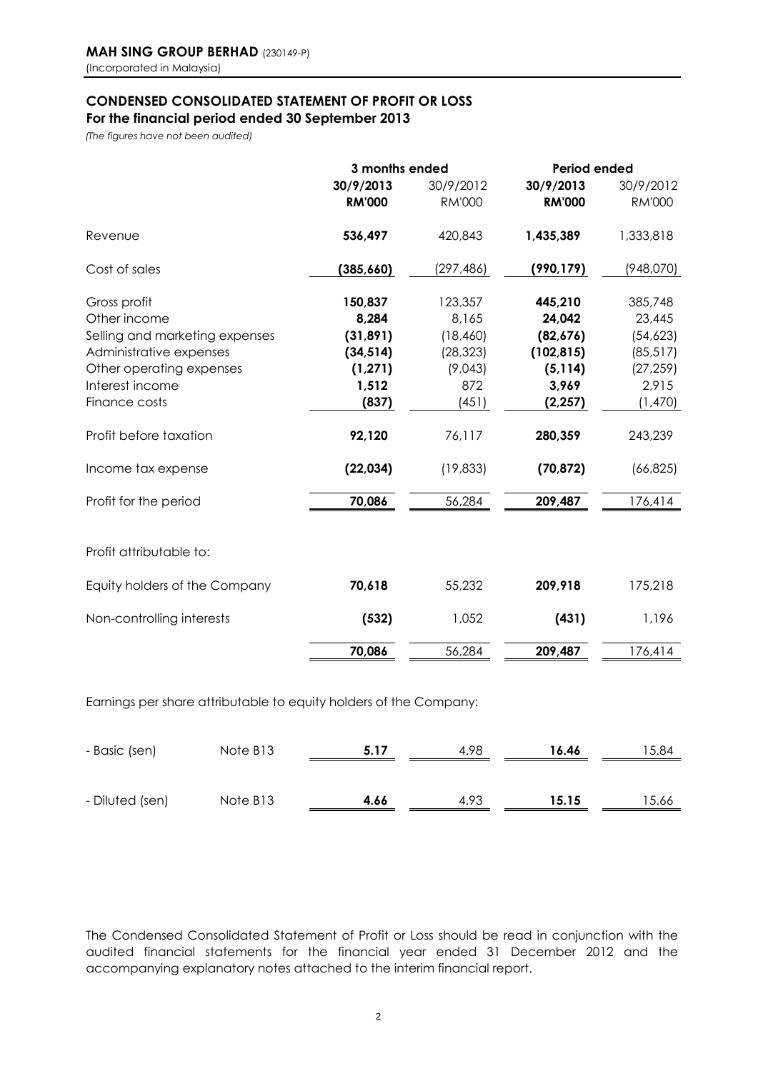**MAH SING GROUP BERHAD** (230149-P)
(Incorporated in Malaysia)

## CONDENSED CONSOLIDATED STATEMENT OF PROFIT OR LOSS
### For the financial period ended 30 September 2013

*(The figures have not been audited)*

| | 3 months ended | | Period ended | |
|---|---|---|---|---|
| | **30/9/2013** | 30/9/2012 | **30/9/2013** | 30/9/2012 |
| | **RM'000** | RM'000 | **RM'000** | RM'000 |
| Revenue | **536,497** | 420,843 | **1,435,389** | 1,333,818 |
| Cost of sales | **(385,660)** | (297,486) | **(990,179)** | (948,070) |
| Gross profit | **150,837** | 123,357 | **445,210** | 385,748 |
| Other income | **8,284** | 8,165 | **24,042** | 23,445 |
| Selling and marketing expenses | **(31,891)** | (18,460) | **(82,676)** | (54,623) |
| Administrative expenses | **(34,514)** | (28,323) | **(102,815)** | (85,517) |
| Other operating expenses | **(1,271)** | (9,043) | **(5,114)** | (27,259) |
| Interest income | **1,512** | 872 | **3,969** | 2,915 |
| Finance costs | **(837)** | (451) | **(2,257)** | (1,470) |
| Profit before taxation | **92,120** | 76,117 | **280,359** | 243,239 |
| Income tax expense | **(22,034)** | (19,833) | **(70,872)** | (66,825) |
| Profit for the period | **70,086** | 56,284 | **209,487** | 176,414 |
| Profit attributable to: | | | | |
| Equity holders of the Company | **70,618** | 55,232 | **209,918** | 175,218 |
| Non-controlling interests | **(532)** | 1,052 | **(431)** | 1,196 |
| | **70,086** | 56,284 | **209,487** | 176,414 |

Earnings per share attributable to equity holders of the Company:

| | | | | | |
|---|---|---|---|---|---|
| - Basic (sen) | Note B13 | **5.17** | 4.98 | **16.46** | 15.84 |
| - Diluted (sen) | Note B13 | **4.66** | 4.93 | **15.15** | 15.66 |

The Condensed Consolidated Statement of Profit or Loss should be read in conjunction with the audited financial statements for the financial year ended 31 December 2012 and the accompanying explanatory notes attached to the interim financial report.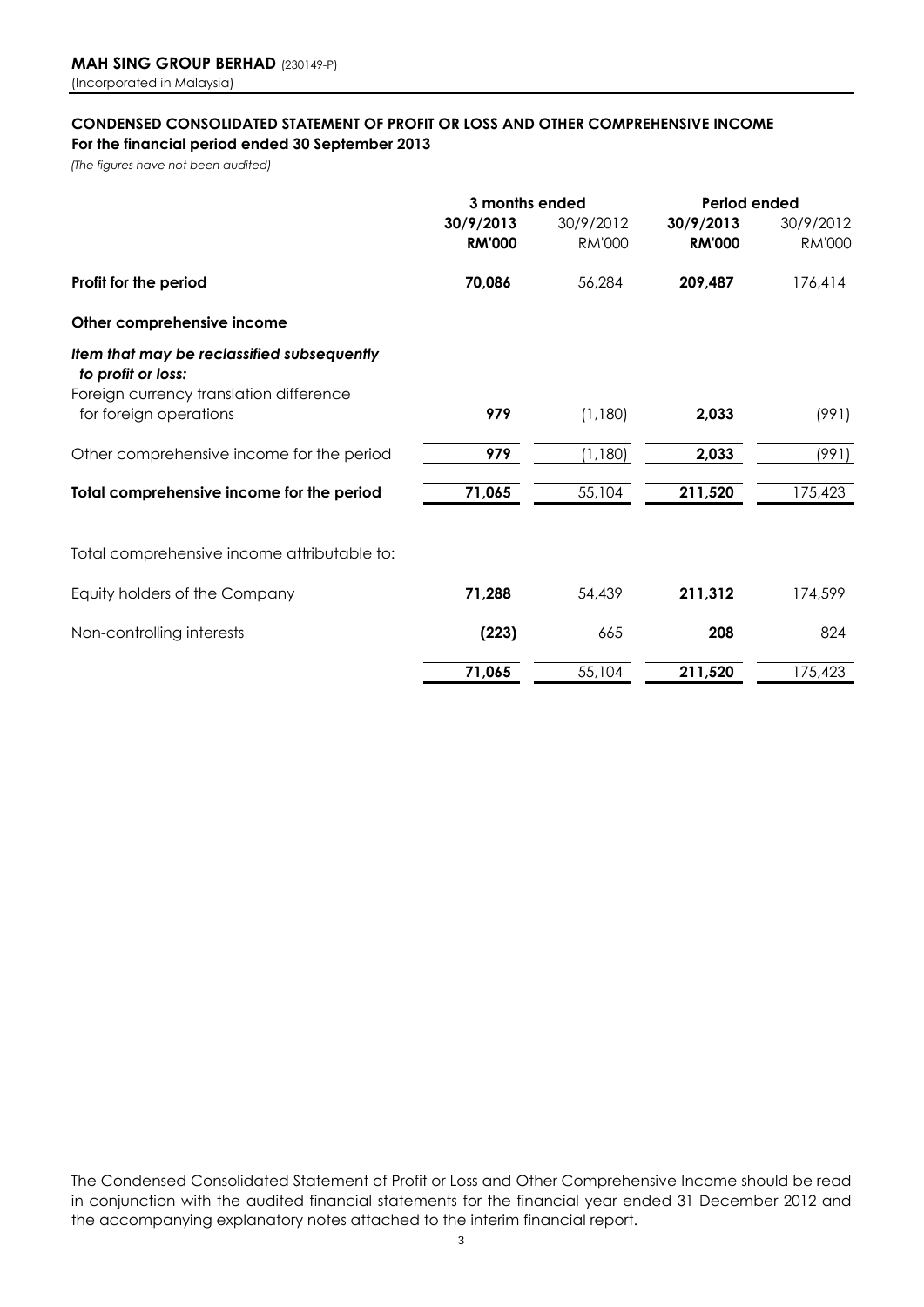**MAH SING GROUP BERHAD** (230149-P)
(Incorporated in Malaysia)

**CONDENSED CONSOLIDATED STATEMENT OF PROFIT OR LOSS AND OTHER COMPREHENSIVE INCOME**
**For the financial period ended 30 September 2013**
*(The figures have not been audited)*

| | 3 months ended | | Period ended | |
|---|---|---|---|---|
| | **30/9/2013** | 30/9/2012 | **30/9/2013** | 30/9/2012 |
| | **RM'000** | RM'000 | **RM'000** | RM'000 |
| **Profit for the period** | **70,086** | 56,284 | **209,487** | 176,414 |
| **Other comprehensive income** | | | | |
| ***Item that may be reclassified subsequently to profit or loss:*** | | | | |
| Foreign currency translation difference for foreign operations | **979** | (1,180) | **2,033** | (991) |
| Other comprehensive income for the period | **979** | (1,180) | **2,033** | (991) |
| **Total comprehensive income for the period** | **71,065** | 55,104 | **211,520** | 175,423 |
| Total comprehensive income attributable to: | | | | |
| Equity holders of the Company | **71,288** | 54,439 | **211,312** | 174,599 |
| Non-controlling interests | **(223)** | 665 | **208** | 824 |
| | **71,065** | 55,104 | **211,520** | 175,423 |

The Condensed Consolidated Statement of Profit or Loss and Other Comprehensive Income should be read in conjunction with the audited financial statements for the financial year ended 31 December 2012 and the accompanying explanatory notes attached to the interim financial report.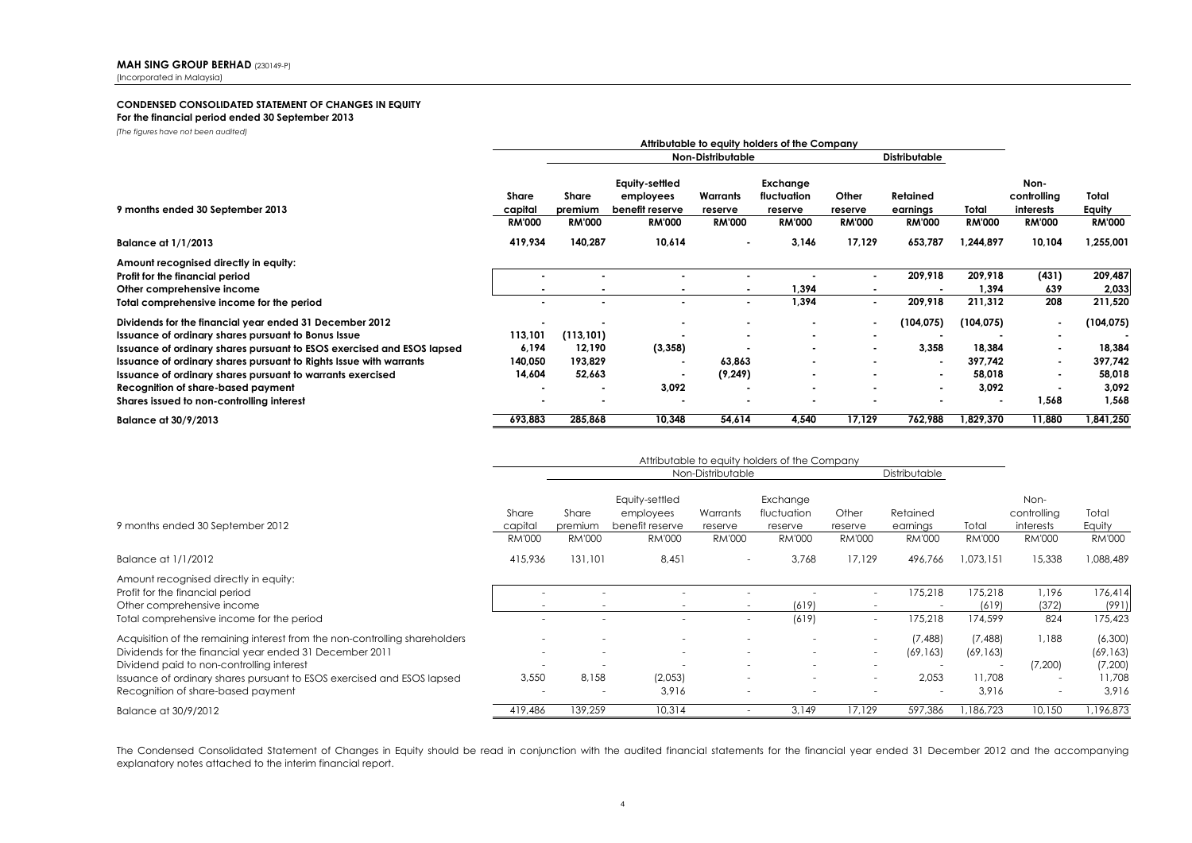**MAH SING GROUP BERHAD** (230149-P)
(Incorporated in Malaysia)

**CONDENSED CONSOLIDATED STATEMENT OF CHANGES IN EQUITY**
**For the financial period ended 30 September 2013**
*(The figures have not been audited)*

| | Attributable to equity holders of the Company | | | | | | | | | |
|---|---|---|---|---|---|---|---|---|---|---|
| | | Non-Distributable | | | | | Distributable | | | |
| **9 months ended 30 September 2013** | **Share capital** | **Share premium** | **Equity-settled employees benefit reserve** | **Warrants reserve** | **Exchange fluctuation reserve** | **Other reserve** | **Retained earnings** | **Total** | **Non-controlling interests** | **Total Equity** |
| | **RM'000** | **RM'000** | **RM'000** | **RM'000** | **RM'000** | **RM'000** | **RM'000** | **RM'000** | **RM'000** | **RM'000** |
| **Balance at 1/1/2013** | **419,934** | **140,287** | **10,614** | **-** | **3,146** | **17,129** | **653,787** | **1,244,897** | **10,104** | **1,255,001** |
| **Amount recognised directly in equity:** | | | | | | | | | | |
| **Profit for the financial period** | **-** | **-** | **-** | **-** | **-** | **-** | **209,918** | **209,918** | **(431)** | **209,487** |
| **Other comprehensive income** | **-** | **-** | **-** | **-** | **1,394** | **-** | **-** | **1,394** | **639** | **2,033** |
| **Total comprehensive income for the period** | **-** | **-** | **-** | **-** | **1,394** | **-** | **209,918** | **211,312** | **208** | **211,520** |
| **Dividends for the financial year ended 31 December 2012** | **-** | **-** | **-** | **-** | **-** | **-** | **(104,075)** | **(104,075)** | **-** | **(104,075)** |
| **Issuance of ordinary shares pursuant to Bonus Issue** | **113,101** | **(113,101)** | **-** | **-** | **-** | **-** | **-** | **-** | **-** | **-** |
| **Issuance of ordinary shares pursuant to ESOS exercised and ESOS lapsed** | **6,194** | **12,190** | **(3,358)** | **-** | **-** | **-** | **3,358** | **18,384** | **-** | **18,384** |
| **Issuance of ordinary shares pursuant to Rights Issue with warrants** | **140,050** | **193,829** | **-** | **63,863** | **-** | **-** | **-** | **397,742** | **-** | **397,742** |
| **Issuance of ordinary shares pursuant to warrants exercised** | **14,604** | **52,663** | **-** | **(9,249)** | **-** | **-** | **-** | **58,018** | **-** | **58,018** |
| **Recognition of share-based payment** | **-** | **-** | **3,092** | **-** | **-** | **-** | **-** | **3,092** | **-** | **3,092** |
| **Shares issued to non-controlling interest** | **-** | **-** | **-** | **-** | **-** | **-** | **-** | **-** | **1,568** | **1,568** |
| **Balance at 30/9/2013** | **693,883** | **285,868** | **10,348** | **54,614** | **4,540** | **17,129** | **762,988** | **1,829,370** | **11,880** | **1,841,250** |

| | Attributable to equity holders of the Company | | | | | | | | | |
|---|---|---|---|---|---|---|---|---|---|---|
| | | Non-Distributable | | | | | Distributable | | | |
| 9 months ended 30 September 2012 | Share capital | Share premium | Equity-settled employees benefit reserve | Warrants reserve | Exchange fluctuation reserve | Other reserve | Retained earnings | Total | Non-controlling interests | Total Equity |
| | RM'000 | RM'000 | RM'000 | RM'000 | RM'000 | RM'000 | RM'000 | RM'000 | RM'000 | RM'000 |
| Balance at 1/1/2012 | 415,936 | 131,101 | 8,451 | - | 3,768 | 17,129 | 496,766 | 1,073,151 | 15,338 | 1,088,489 |
| Amount recognised directly in equity: | | | | | | | | | | |
| Profit for the financial period | - | - | - | - | - | - | 175,218 | 175,218 | 1,196 | 176,414 |
| Other comprehensive income | - | - | - | - | (619) | - | - | (619) | (372) | (991) |
| Total comprehensive income for the period | - | - | - | - | (619) | - | 175,218 | 174,599 | 824 | 175,423 |
| Acquisition of the remaining interest from the non-controlling shareholders | - | - | - | - | - | - | (7,488) | (7,488) | 1,188 | (6,300) |
| Dividends for the financial year ended 31 December 2011 | - | - | - | - | - | - | (69,163) | (69,163) | | (69,163) |
| Dividend paid to non-controlling interest | - | - | - | - | - | - | - | - | (7,200) | (7,200) |
| Issuance of ordinary shares pursuant to ESOS exercised and ESOS lapsed | 3,550 | 8,158 | (2,053) | - | - | - | 2,053 | 11,708 | - | 11,708 |
| Recognition of share-based payment | - | - | 3,916 | - | - | - | - | 3,916 | - | 3,916 |
| Balance at 30/9/2012 | 419,486 | 139,259 | 10,314 | - | 3,149 | 17,129 | 597,386 | 1,186,723 | 10,150 | 1,196,873 |

The Condensed Consolidated Statement of Changes in Equity should be read in conjunction with the audited financial statements for the financial year ended 31 December 2012 and the accompanying explanatory notes attached to the interim financial report.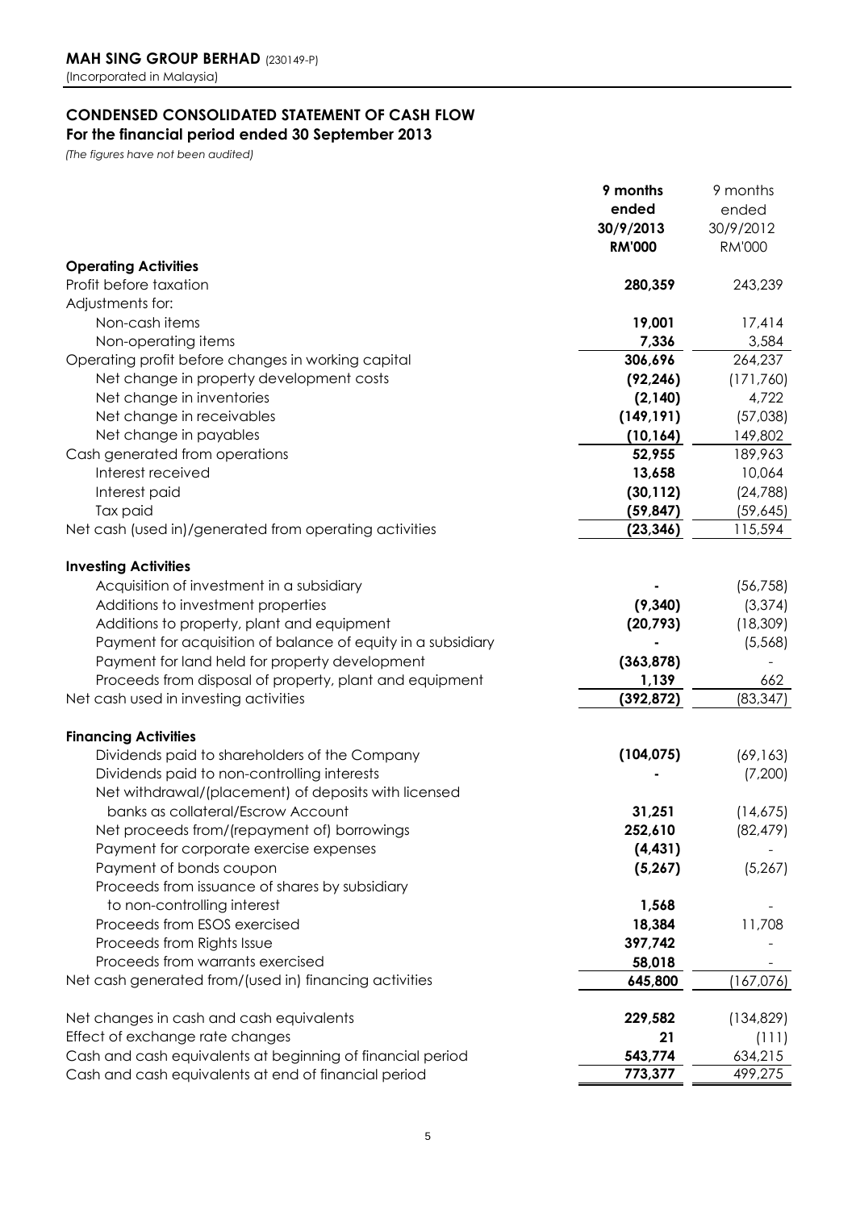**MAH SING GROUP BERHAD** (230149-P)
(Incorporated in Malaysia)

## CONDENSED CONSOLIDATED STATEMENT OF CASH FLOW
### For the financial period ended 30 September 2013

*(The figures have not been audited)*

| | **9 months ended 30/9/2013 RM'000** | 9 months ended 30/9/2012 RM'000 |
|---|---|---|
| **Operating Activities** | | |
| Profit before taxation | **280,359** | 243,239 |
| Adjustments for: | | |
| Non-cash items | **19,001** | 17,414 |
| Non-operating items | **7,336** | 3,584 |
| Operating profit before changes in working capital | **306,696** | 264,237 |
| Net change in property development costs | **(92,246)** | (171,760) |
| Net change in inventories | **(2,140)** | 4,722 |
| Net change in receivables | **(149,191)** | (57,038) |
| Net change in payables | **(10,164)** | 149,802 |
| Cash generated from operations | **52,955** | 189,963 |
| Interest received | **13,658** | 10,064 |
| Interest paid | **(30,112)** | (24,788) |
| Tax paid | **(59,847)** | (59,645) |
| Net cash (used in)/generated from operating activities | **(23,346)** | 115,594 |
| | | |
| **Investing Activities** | | |
| Acquisition of investment in a subsidiary | **-** | (56,758) |
| Additions to investment properties | **(9,340)** | (3,374) |
| Additions to property, plant and equipment | **(20,793)** | (18,309) |
| Payment for acquisition of balance of equity in a subsidiary | **-** | (5,568) |
| Payment for land held for property development | **(363,878)** | - |
| Proceeds from disposal of property, plant and equipment | **1,139** | 662 |
| Net cash used in investing activities | **(392,872)** | (83,347) |
| | | |
| **Financing Activities** | | |
| Dividends paid to shareholders of the Company | **(104,075)** | (69,163) |
| Dividends paid to non-controlling interests | **-** | (7,200) |
| Net withdrawal/(placement) of deposits with licensed banks as collateral/Escrow Account | **31,251** | (14,675) |
| Net proceeds from/(repayment of) borrowings | **252,610** | (82,479) |
| Payment for corporate exercise expenses | **(4,431)** | - |
| Payment of bonds coupon | **(5,267)** | (5,267) |
| Proceeds from issuance of shares by subsidiary to non-controlling interest | **1,568** | - |
| Proceeds from ESOS exercised | **18,384** | 11,708 |
| Proceeds from Rights Issue | **397,742** | - |
| Proceeds from warrants exercised | **58,018** | - |
| Net cash generated from/(used in) financing activities | **645,800** | (167,076) |
| | | |
| Net changes in cash and cash equivalents | **229,582** | (134,829) |
| Effect of exchange rate changes | **21** | (111) |
| Cash and cash equivalents at beginning of financial period | **543,774** | 634,215 |
| Cash and cash equivalents at end of financial period | **773,377** | 499,275 |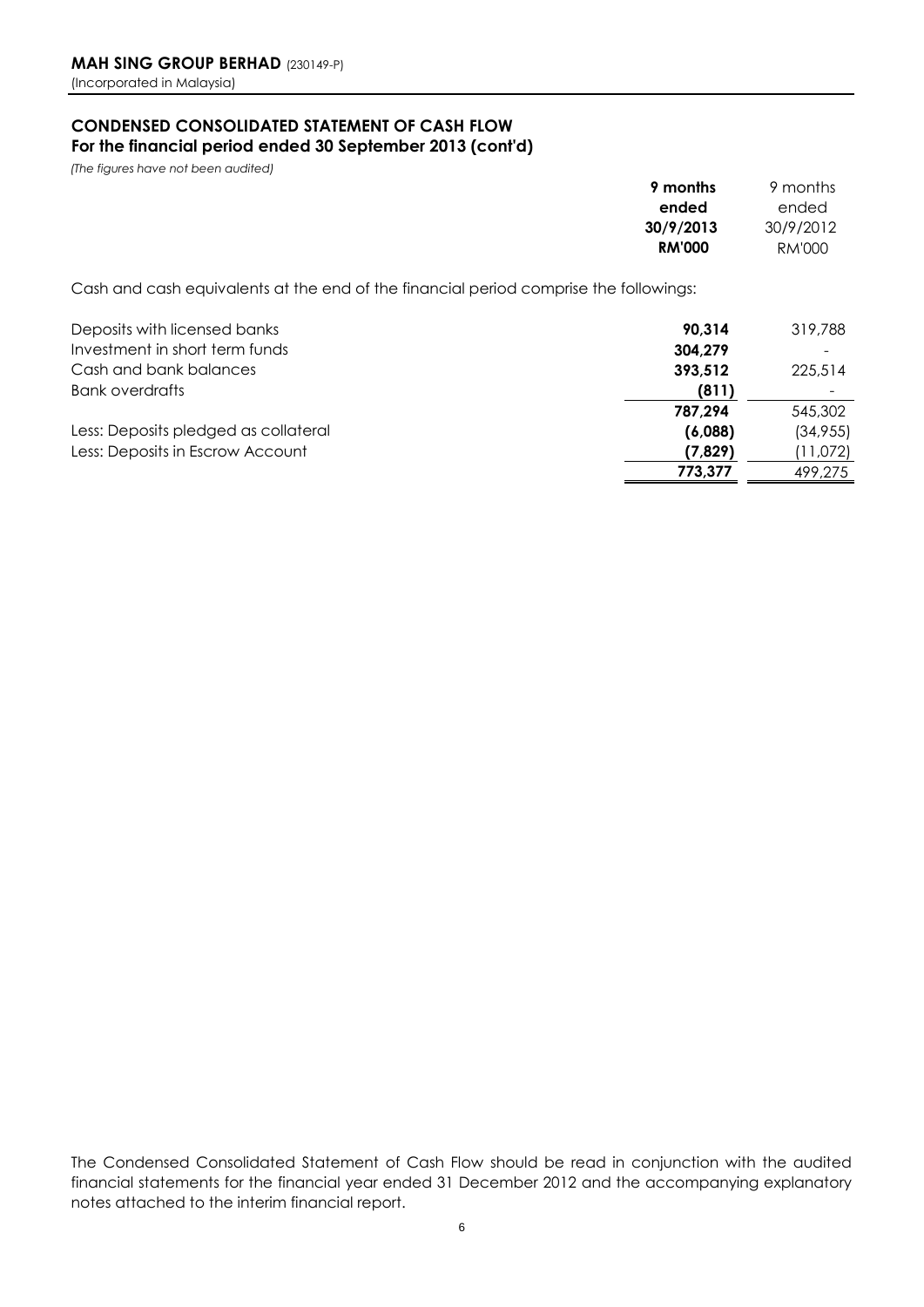**MAH SING GROUP BERHAD** (230149-P)
(Incorporated in Malaysia)

## CONDENSED CONSOLIDATED STATEMENT OF CASH FLOW
### For the financial period ended 30 September 2013 (cont'd)

*(The figures have not been audited)*

| | **9 months ended 30/9/2013 RM'000** | 9 months ended 30/9/2012 RM'000 |
|---|---|---|
| Cash and cash equivalents at the end of the financial period comprise the followings: | | |
| Deposits with licensed banks | **90,314** | 319,788 |
| Investment in short term funds | **304,279** | - |
| Cash and bank balances | **393,512** | 225,514 |
| Bank overdrafts | **(811)** | - |
| | **787,294** | 545,302 |
| Less: Deposits pledged as collateral | **(6,088)** | (34,955) |
| Less: Deposits in Escrow Account | **(7,829)** | (11,072) |
| | **773,377** | 499,275 |

The Condensed Consolidated Statement of Cash Flow should be read in conjunction with the audited financial statements for the financial year ended 31 December 2012 and the accompanying explanatory notes attached to the interim financial report.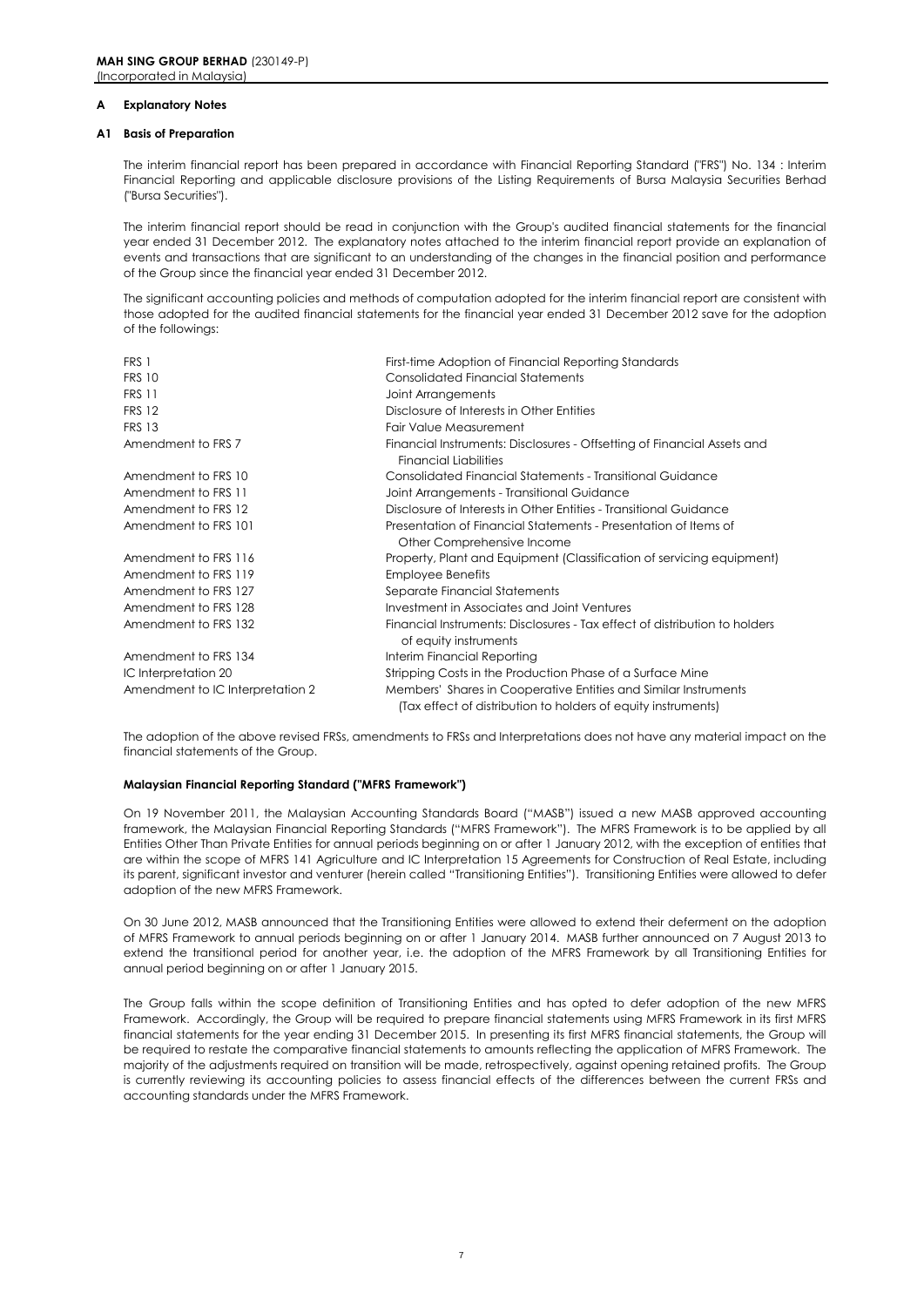**MAH SING GROUP BERHAD** (230149-P)
(Incorporated in Malaysia)

## A Explanatory Notes

### A1 Basis of Preparation

The interim financial report has been prepared in accordance with Financial Reporting Standard ("FRS") No. 134 : Interim Financial Reporting and applicable disclosure provisions of the Listing Requirements of Bursa Malaysia Securities Berhad ("Bursa Securities").

The interim financial report should be read in conjunction with the Group's audited financial statements for the financial year ended 31 December 2012. The explanatory notes attached to the interim financial report provide an explanation of events and transactions that are significant to an understanding of the changes in the financial position and performance of the Group since the financial year ended 31 December 2012.

The significant accounting policies and methods of computation adopted for the interim financial report are consistent with those adopted for the audited financial statements for the financial year ended 31 December 2012 save for the adoption of the followings:

| | |
|---|---|
| FRS 1 | First-time Adoption of Financial Reporting Standards |
| FRS 10 | Consolidated Financial Statements |
| FRS 11 | Joint Arrangements |
| FRS 12 | Disclosure of Interests in Other Entities |
| FRS 13 | Fair Value Measurement |
| Amendment to FRS 7 | Financial Instruments: Disclosures - Offsetting of Financial Assets and Financial Liabilities |
| Amendment to FRS 10 | Consolidated Financial Statements - Transitional Guidance |
| Amendment to FRS 11 | Joint Arrangements - Transitional Guidance |
| Amendment to FRS 12 | Disclosure of Interests in Other Entities - Transitional Guidance |
| Amendment to FRS 101 | Presentation of Financial Statements - Presentation of Items of Other Comprehensive Income |
| Amendment to FRS 116 | Property, Plant and Equipment (Classification of servicing equipment) |
| Amendment to FRS 119 | Employee Benefits |
| Amendment to FRS 127 | Separate Financial Statements |
| Amendment to FRS 128 | Investment in Associates and Joint Ventures |
| Amendment to FRS 132 | Financial Instruments: Disclosures - Tax effect of distribution to holders of equity instruments |
| Amendment to FRS 134 | Interim Financial Reporting |
| IC Interpretation 20 | Stripping Costs in the Production Phase of a Surface Mine |
| Amendment to IC Interpretation 2 | Members' Shares in Cooperative Entities and Similar Instruments (Tax effect of distribution to holders of equity instruments) |

The adoption of the above revised FRSs, amendments to FRSs and Interpretations does not have any material impact on the financial statements of the Group.

**Malaysian Financial Reporting Standard ("MFRS Framework")**

On 19 November 2011, the Malaysian Accounting Standards Board ("MASB") issued a new MASB approved accounting framework, the Malaysian Financial Reporting Standards ("MFRS Framework"). The MFRS Framework is to be applied by all Entities Other Than Private Entities for annual periods beginning on or after 1 January 2012, with the exception of entities that are within the scope of MFRS 141 Agriculture and IC Interpretation 15 Agreements for Construction of Real Estate, including its parent, significant investor and venturer (herein called "Transitioning Entities"). Transitioning Entities were allowed to defer adoption of the new MFRS Framework.

On 30 June 2012, MASB announced that the Transitioning Entities were allowed to extend their deferment on the adoption of MFRS Framework to annual periods beginning on or after 1 January 2014. MASB further announced on 7 August 2013 to extend the transitional period for another year, i.e. the adoption of the MFRS Framework by all Transitioning Entities for annual period beginning on or after 1 January 2015.

The Group falls within the scope definition of Transitioning Entities and has opted to defer adoption of the new MFRS Framework. Accordingly, the Group will be required to prepare financial statements using MFRS Framework in its first MFRS financial statements for the year ending 31 December 2015. In presenting its first MFRS financial statements, the Group will be required to restate the comparative financial statements to amounts reflecting the application of MFRS Framework. The majority of the adjustments required on transition will be made, retrospectively, against opening retained profits. The Group is currently reviewing its accounting policies to assess financial effects of the differences between the current FRSs and accounting standards under the MFRS Framework.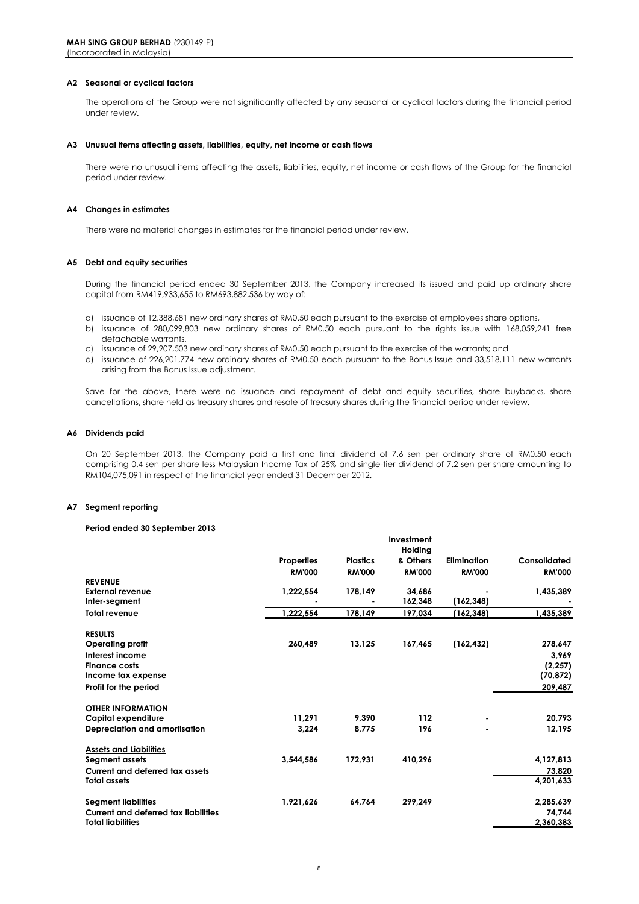**MAH SING GROUP BERHAD** (230149-P)
(Incorporated in Malaysia)

### A2 Seasonal or cyclical factors

The operations of the Group were not significantly affected by any seasonal or cyclical factors during the financial period under review.

### A3 Unusual items affecting assets, liabilities, equity, net income or cash flows

There were no unusual items affecting the assets, liabilities, equity, net income or cash flows of the Group for the financial period under review.

### A4 Changes in estimates

There were no material changes in estimates for the financial period under review.

### A5 Debt and equity securities

During the financial period ended 30 September 2013, the Company increased its issued and paid up ordinary share capital from RM419,933,655 to RM693,882,536 by way of:

a) issuance of 12,388,681 new ordinary shares of RM0.50 each pursuant to the exercise of employees share options,
b) issuance of 280,099,803 new ordinary shares of RM0.50 each pursuant to the rights issue with 168,059,241 free detachable warrants,
c) issuance of 29,207,503 new ordinary shares of RM0.50 each pursuant to the exercise of the warrants; and
d) issuance of 226,201,774 new ordinary shares of RM0.50 each pursuant to the Bonus Issue and 33,518,111 new warrants arising from the Bonus Issue adjustment.

Save for the above, there were no issuance and repayment of debt and equity securities, share buybacks, share cancellations, share held as treasury shares and resale of treasury shares during the financial period under review.

### A6 Dividends paid

On 20 September 2013, the Company paid a first and final dividend of 7.6 sen per ordinary share of RM0.50 each comprising 0.4 sen per share less Malaysian Income Tax of 25% and single-tier dividend of 7.2 sen per share amounting to RM104,075,091 in respect of the financial year ended 31 December 2012.

### A7 Segment reporting

**Period ended 30 September 2013**

| | Properties | Plastics | Investment Holding & Others | Elimination | Consolidated |
|---|---|---|---|---|---|
| | RM'000 | RM'000 | RM'000 | RM'000 | RM'000 |
| **REVENUE** | | | | | |
| **External revenue** | 1,222,554 | 178,149 | 34,686 | - | 1,435,389 |
| **Inter-segment** | - | - | 162,348 | (162,348) | - |
| **Total revenue** | 1,222,554 | 178,149 | 197,034 | (162,348) | 1,435,389 |
| | | | | | |
| **RESULTS** | | | | | |
| **Operating profit** | 260,489 | 13,125 | 167,465 | (162,432) | 278,647 |
| **Interest income** | | | | | 3,969 |
| **Finance costs** | | | | | (2,257) |
| **Income tax expense** | | | | | (70,872) |
| **Profit for the period** | | | | | 209,487 |
| | | | | | |
| **OTHER INFORMATION** | | | | | |
| **Capital expenditure** | 11,291 | 9,390 | 112 | - | 20,793 |
| **Depreciation and amortisation** | 3,224 | 8,775 | 196 | - | 12,195 |
| | | | | | |
| **Assets and Liabilities** | | | | | |
| **Segment assets** | 3,544,586 | 172,931 | 410,296 | | 4,127,813 |
| **Current and deferred tax assets** | | | | | 73,820 |
| **Total assets** | | | | | 4,201,633 |
| | | | | | |
| **Segment liabilities** | 1,921,626 | 64,764 | 299,249 | | 2,285,639 |
| **Current and deferred tax liabilities** | | | | | 74,744 |
| **Total liabilities** | | | | | 2,360,383 |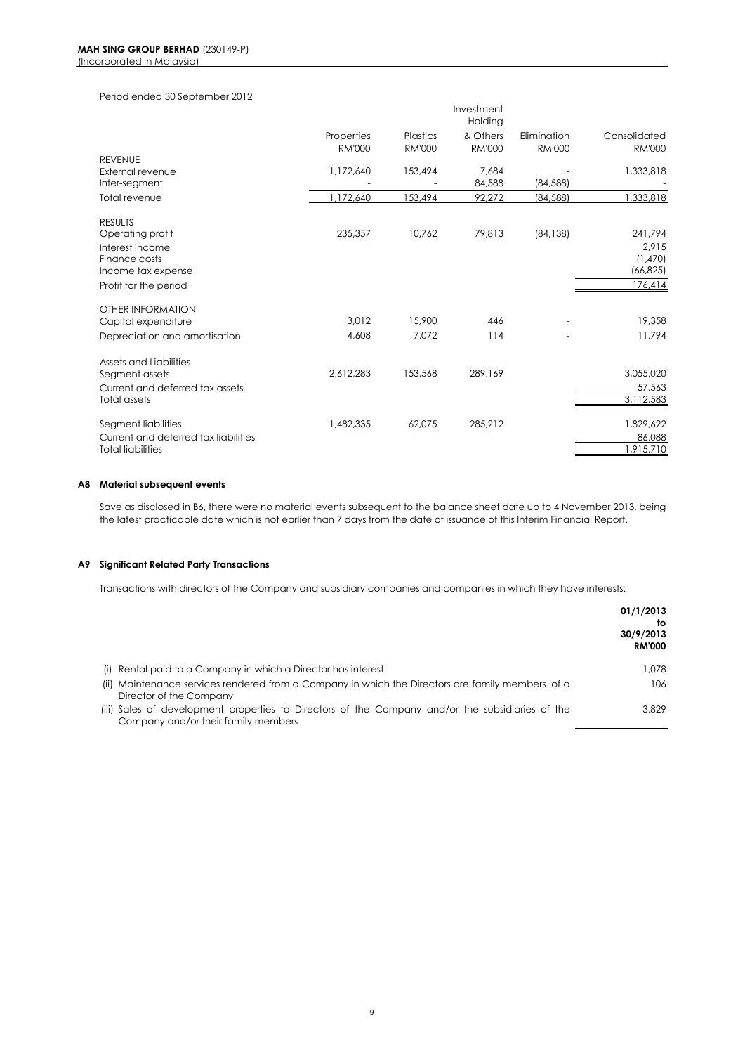Period ended 30 September 2012

| | Properties RM'000 | Plastics RM'000 | Investment Holding & Others RM'000 | Elimination RM'000 | Consolidated RM'000 |
|---|---|---|---|---|---|
| **REVENUE** | | | | | |
| External revenue | 1,172,640 | 153,494 | 7,684 | - | 1,333,818 |
| Inter-segment | - | - | 84,588 | (84,588) | - |
| Total revenue | 1,172,640 | 153,494 | 92,272 | (84,588) | 1,333,818 |
| **RESULTS** | | | | | |
| Operating profit | 235,357 | 10,762 | 79,813 | (84,138) | 241,794 |
| Interest income | | | | | 2,915 |
| Finance costs | | | | | (1,470) |
| Income tax expense | | | | | (66,825) |
| Profit for the period | | | | | 176,414 |
| **OTHER INFORMATION** | | | | | |
| Capital expenditure | 3,012 | 15,900 | 446 | - | 19,358 |
| Depreciation and amortisation | 4,608 | 7,072 | 114 | - | 11,794 |
| **Assets and Liabilities** | | | | | |
| Segment assets | 2,612,283 | 153,568 | 289,169 | | 3,055,020 |
| Current and deferred tax assets | | | | | 57,563 |
| Total assets | | | | | 3,112,583 |
| Segment liabilities | 1,482,335 | 62,075 | 285,212 | | 1,829,622 |
| Current and deferred tax liabilities | | | | | 86,088 |
| Total liabilities | | | | | 1,915,710 |

### A8 Material subsequent events

Save as disclosed in B6, there were no material events subsequent to the balance sheet date up to 4 November 2013, being the latest practicable date which is not earlier than 7 days from the date of issuance of this Interim Financial Report.

### A9 Significant Related Party Transactions

Transactions with directors of the Company and subsidiary companies and companies in which they have interests:

| | 01/1/2013 to 30/9/2013 RM'000 |
|---|---|
| (i) Rental paid to a Company in which a Director has interest | 1,078 |
| (ii) Maintenance services rendered from a Company in which the Directors are family members of a Director of the Company | 106 |
| (iii) Sales of development properties to Directors of the Company and/or the subsidiaries of the Company and/or their family members | 3,829 |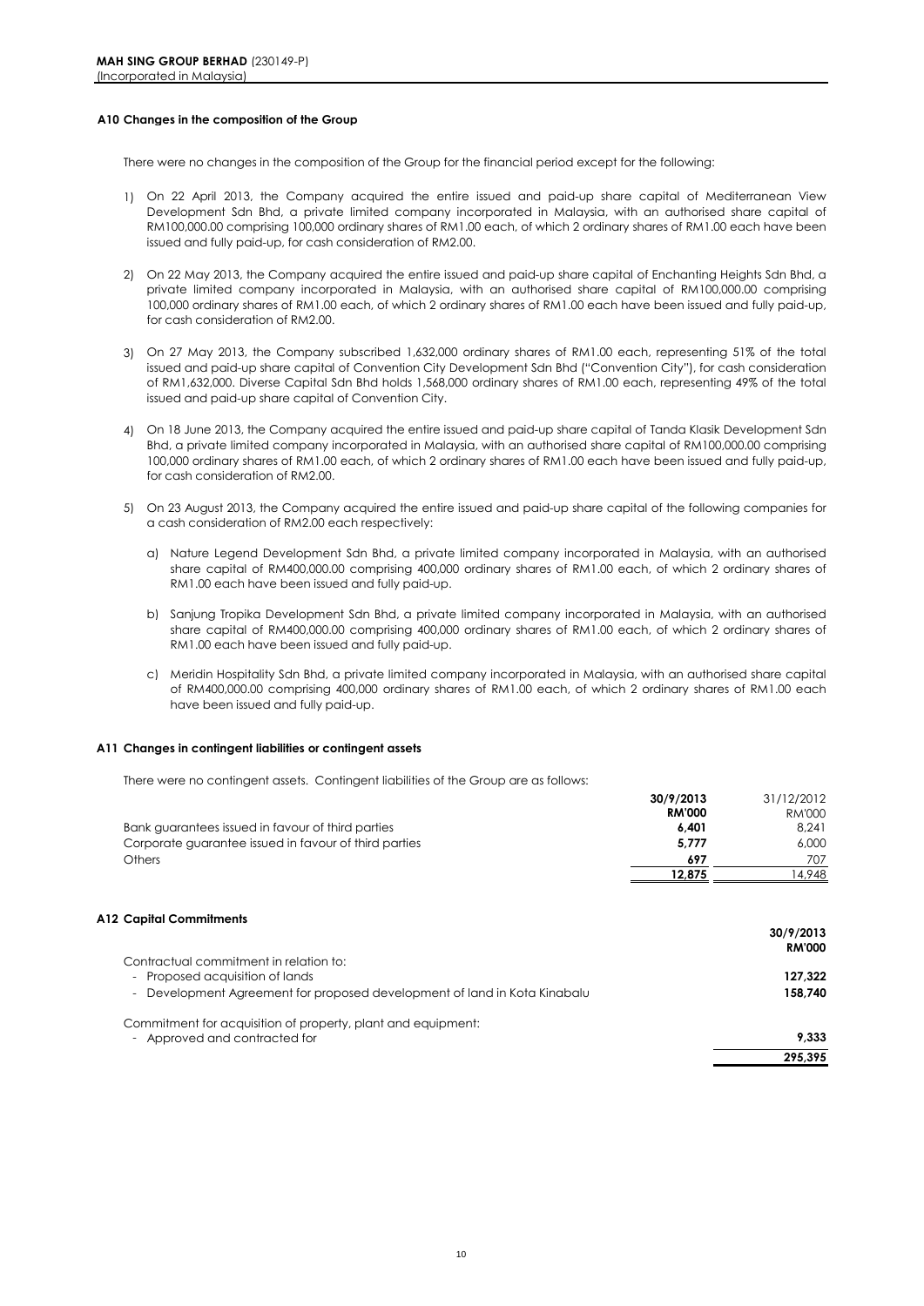**MAH SING GROUP BERHAD** (230149-P)
(Incorporated in Malaysia)

### A10 Changes in the composition of the Group

There were no changes in the composition of the Group for the financial period except for the following:

1) On 22 April 2013, the Company acquired the entire issued and paid-up share capital of Mediterranean View Development Sdn Bhd, a private limited company incorporated in Malaysia, with an authorised share capital of RM100,000.00 comprising 100,000 ordinary shares of RM1.00 each, of which 2 ordinary shares of RM1.00 each have been issued and fully paid-up, for cash consideration of RM2.00.

2) On 22 May 2013, the Company acquired the entire issued and paid-up share capital of Enchanting Heights Sdn Bhd, a private limited company incorporated in Malaysia, with an authorised share capital of RM100,000.00 comprising 100,000 ordinary shares of RM1.00 each, of which 2 ordinary shares of RM1.00 each have been issued and fully paid-up, for cash consideration of RM2.00.

3) On 27 May 2013, the Company subscribed 1,632,000 ordinary shares of RM1.00 each, representing 51% of the total issued and paid-up share capital of Convention City Development Sdn Bhd ("Convention City"), for cash consideration of RM1,632,000. Diverse Capital Sdn Bhd holds 1,568,000 ordinary shares of RM1.00 each, representing 49% of the total issued and paid-up share capital of Convention City.

4) On 18 June 2013, the Company acquired the entire issued and paid-up share capital of Tanda Klasik Development Sdn Bhd, a private limited company incorporated in Malaysia, with an authorised share capital of RM100,000.00 comprising 100,000 ordinary shares of RM1.00 each, of which 2 ordinary shares of RM1.00 each have been issued and fully paid-up, for cash consideration of RM2.00.

5) On 23 August 2013, the Company acquired the entire issued and paid-up share capital of the following companies for a cash consideration of RM2.00 each respectively:

   a) Nature Legend Development Sdn Bhd, a private limited company incorporated in Malaysia, with an authorised share capital of RM400,000.00 comprising 400,000 ordinary shares of RM1.00 each, of which 2 ordinary shares of RM1.00 each have been issued and fully paid-up.

   b) Sanjung Tropika Development Sdn Bhd, a private limited company incorporated in Malaysia, with an authorised share capital of RM400,000.00 comprising 400,000 ordinary shares of RM1.00 each, of which 2 ordinary shares of RM1.00 each have been issued and fully paid-up.

   c) Meridin Hospitality Sdn Bhd, a private limited company incorporated in Malaysia, with an authorised share capital of RM400,000.00 comprising 400,000 ordinary shares of RM1.00 each, of which 2 ordinary shares of RM1.00 each have been issued and fully paid-up.

### A11 Changes in contingent liabilities or contingent assets

There were no contingent assets. Contingent liabilities of the Group are as follows:

| | **30/9/2013** | 31/12/2012 |
|---|---|---|
| | **RM'000** | RM'000 |
| Bank guarantees issued in favour of third parties | **6,401** | 8,241 |
| Corporate guarantee issued in favour of third parties | **5,777** | 6,000 |
| Others | **697** | 707 |
| | **12,875** | 14,948 |

### A12 Capital Commitments

| | **30/9/2013** |
|---|---|
| | **RM'000** |
| Contractual commitment in relation to: | |
| - Proposed acquisition of lands | **127,322** |
| - Development Agreement for proposed development of land in Kota Kinabalu | **158,740** |
| | |
| Commitment for acquisition of property, plant and equipment: | |
| - Approved and contracted for | **9,333** |
| | **295,395** |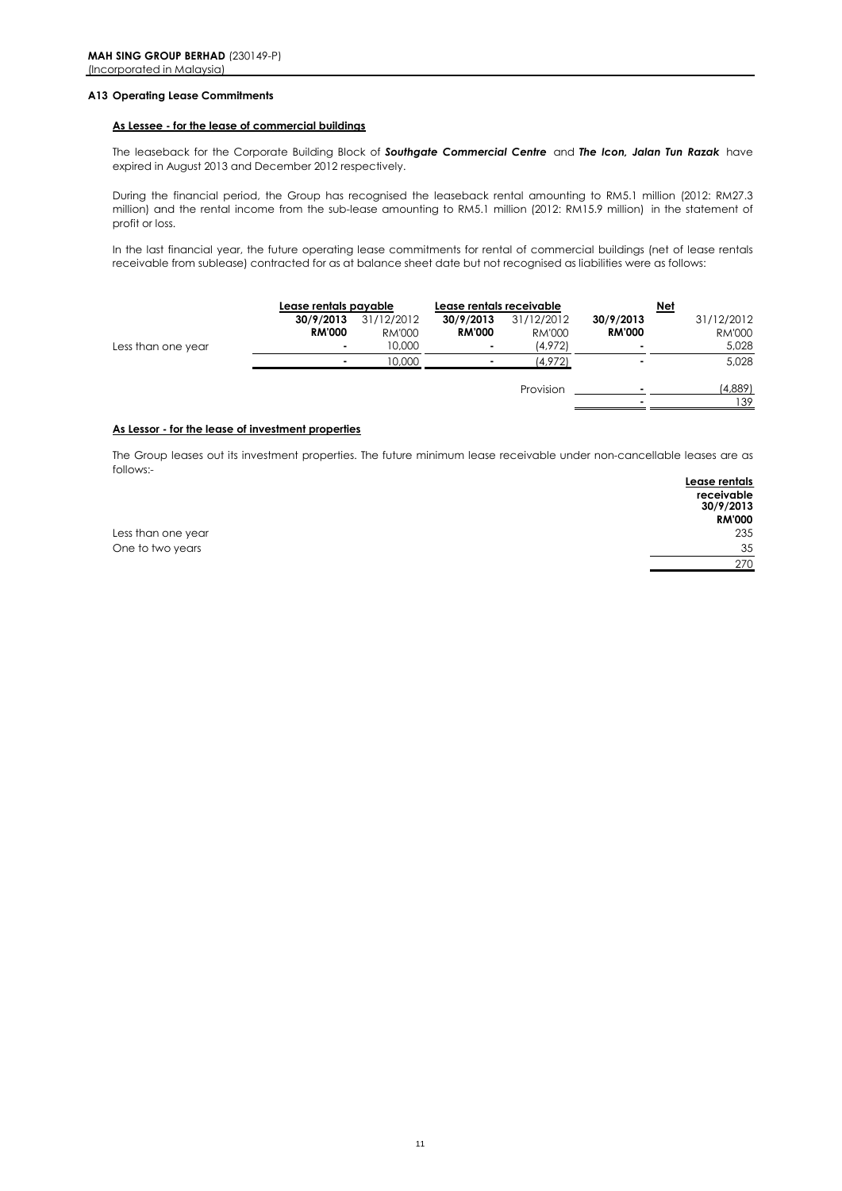**MAH SING GROUP BERHAD** (230149-P)
(Incorporated in Malaysia)

**A13 Operating Lease Commitments**

**As Lessee - for the lease of commercial buildings**

The leaseback for the Corporate Building Block of ***Southgate Commercial Centre*** and ***The Icon, Jalan Tun Razak*** have expired in August 2013 and December 2012 respectively.

During the financial period, the Group has recognised the leaseback rental amounting to RM5.1 million (2012: RM27.3 million) and the rental income from the sub-lease amounting to RM5.1 million (2012: RM15.9 million) in the statement of profit or loss.

In the last financial year, the future operating lease commitments for rental of commercial buildings (net of lease rentals receivable from sublease) contracted for as at balance sheet date but not recognised as liabilities were as follows:

| | Lease rentals payable | | Lease rentals receivable | | Net | |
|---|---|---|---|---|---|---|
| | **30/9/2013** | 31/12/2012 | **30/9/2013** | 31/12/2012 | **30/9/2013** | 31/12/2012 |
| | **RM'000** | RM'000 | **RM'000** | RM'000 | **RM'000** | RM'000 |
| Less than one year | - | 10,000 | - | (4,972) | - | 5,028 |
| | - | 10,000 | - | (4,972) | - | 5,028 |
| | | | | Provision | - | (4,889) |
| | | | | | - | 139 |

**As Lessor - for the lease of investment properties**

The Group leases out its investment properties. The future minimum lease receivable under non-cancellable leases are as follows:-

| | Lease rentals receivable 30/9/2013 RM'000 |
|---|---|
| Less than one year | 235 |
| One to two years | 35 |
| | 270 |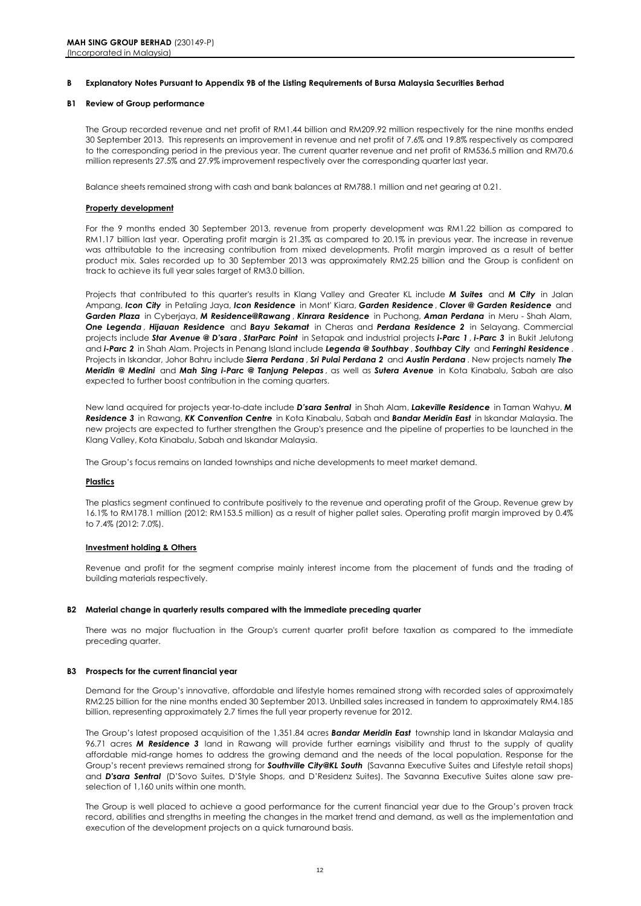**MAH SING GROUP BERHAD** (230149-P)
(Incorporated in Malaysia)

## B Explanatory Notes Pursuant to Appendix 9B of the Listing Requirements of Bursa Malaysia Securities Berhad

### B1 Review of Group performance

The Group recorded revenue and net profit of RM1.44 billion and RM209.92 million respectively for the nine months ended 30 September 2013. This represents an improvement in revenue and net profit of 7.6% and 19.8% respectively as compared to the corresponding period in the previous year. The current quarter revenue and net profit of RM536.5 million and RM70.6 million represents 27.5% and 27.9% improvement respectively over the corresponding quarter last year.

Balance sheets remained strong with cash and bank balances at RM788.1 million and net gearing at 0.21.

**Property development**

For the 9 months ended 30 September 2013, revenue from property development was RM1.22 billion as compared to RM1.17 billion last year. Operating profit margin is 21.3% as compared to 20.1% in previous year. The increase in revenue was attributable to the increasing contribution from mixed developments. Profit margin improved as a result of better product mix. Sales recorded up to 30 September 2013 was approximately RM2.25 billion and the Group is confident on track to achieve its full year sales target of RM3.0 billion.

Projects that contributed to this quarter's results in Klang Valley and Greater KL include ***M Suites*** and ***M City*** in Jalan Ampang, ***Icon City*** in Petaling Jaya, ***Icon Residence*** in Mont' Kiara, ***Garden Residence***, ***Clover @ Garden Residence*** and ***Garden Plaza*** in Cyberjaya, ***M Residence@Rawang***, ***Kinrara Residence*** in Puchong, ***Aman Perdana*** in Meru - Shah Alam, ***One Legenda***, ***Hijauan Residence*** and ***Bayu Sekamat*** in Cheras and ***Perdana Residence 2*** in Selayang. Commercial projects include ***Star Avenue @ D'sara***, ***StarParc Point*** in Setapak and industrial projects ***i-Parc 1***, ***i-Parc 3*** in Bukit Jelutong and ***i-Parc 2*** in Shah Alam. Projects in Penang Island include ***Legenda @ Southbay***, ***Southbay City*** and ***Ferringhi Residence***. Projects in Iskandar, Johor Bahru include ***Sierra Perdana***, ***Sri Pulai Perdana 2*** and ***Austin Perdana***. New projects namely ***The Meridin @ Medini*** and ***Mah Sing i-Parc @ Tanjung Pelepas***, as well as ***Sutera Avenue*** in Kota Kinabalu, Sabah are also expected to further boost contribution in the coming quarters.

New land acquired for projects year-to-date include ***D'sara Sentral*** in Shah Alam, ***Lakeville Residence*** in Taman Wahyu, ***M Residence 3*** in Rawang, ***KK Convention Centre*** in Kota Kinabalu, Sabah and ***Bandar Meridin East*** in Iskandar Malaysia. The new projects are expected to further strengthen the Group's presence and the pipeline of properties to be launched in the Klang Valley, Kota Kinabalu, Sabah and Iskandar Malaysia.

The Group's focus remains on landed townships and niche developments to meet market demand.

**Plastics**

The plastics segment continued to contribute positively to the revenue and operating profit of the Group. Revenue grew by 16.1% to RM178.1 million (2012: RM153.5 million) as a result of higher pallet sales. Operating profit margin improved by 0.4% to 7.4% (2012: 7.0%).

**Investment holding & Others**

Revenue and profit for the segment comprise mainly interest income from the placement of funds and the trading of building materials respectively.

### B2 Material change in quarterly results compared with the immediate preceding quarter

There was no major fluctuation in the Group's current quarter profit before taxation as compared to the immediate preceding quarter.

### B3 Prospects for the current financial year

Demand for the Group's innovative, affordable and lifestyle homes remained strong with recorded sales of approximately RM2.25 billion for the nine months ended 30 September 2013. Unbilled sales increased in tandem to approximately RM4.185 billion, representing approximately 2.7 times the full year property revenue for 2012.

The Group's latest proposed acquisition of the 1,351.84 acres ***Bandar Meridin East*** township land in Iskandar Malaysia and 96.71 acres ***M Residence 3*** land in Rawang will provide further earnings visibility and thrust to the supply of quality affordable mid-range homes to address the growing demand and the needs of the local population. Response for the Group's recent previews remained strong for ***Southville City@KL South*** (Savanna Executive Suites and Lifestyle retail shops) and ***D'sara Sentral*** (D'Sovo Suites, D'Style Shops, and D'Residenz Suites). The Savanna Executive Suites alone saw pre-selection of 1,160 units within one month.

The Group is well placed to achieve a good performance for the current financial year due to the Group's proven track record, abilities and strengths in meeting the changes in the market trend and demand, as well as the implementation and execution of the development projects on a quick turnaround basis.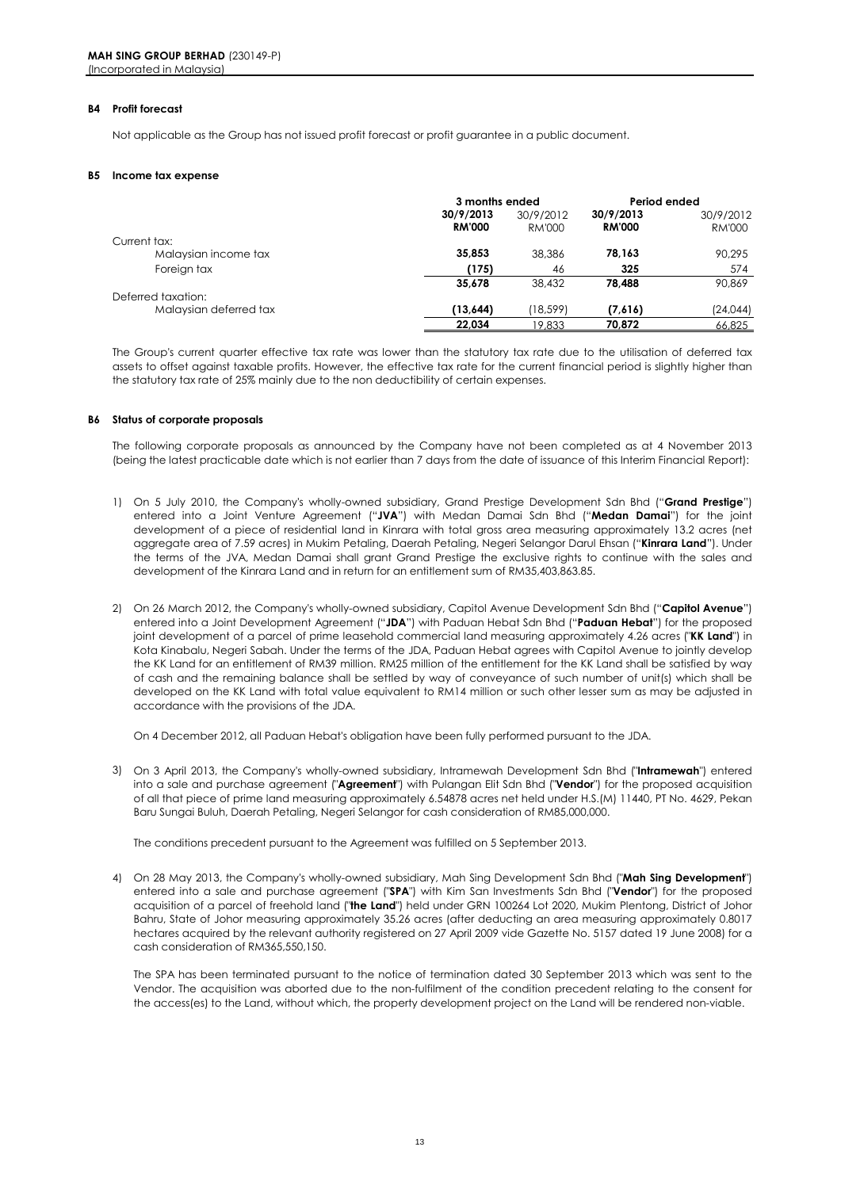**B4 Profit forecast**

Not applicable as the Group has not issued profit forecast or profit guarantee in a public document.

**B5 Income tax expense**

| | 3 months ended | | Period ended | |
|---|---|---|---|---|
| | **30/9/2013** | 30/9/2012 | **30/9/2013** | 30/9/2012 |
| | **RM'000** | RM'000 | **RM'000** | RM'000 |
| Current tax: | | | | |
| Malaysian income tax | **35,853** | 38,386 | **78,163** | 90,295 |
| Foreign tax | **(175)** | 46 | **325** | 574 |
| | **35,678** | 38,432 | **78,488** | 90,869 |
| Deferred taxation: | | | | |
| Malaysian deferred tax | **(13,644)** | (18,599) | **(7,616)** | (24,044) |
| | **22,034** | 19,833 | **70,872** | 66,825 |

The Group's current quarter effective tax rate was lower than the statutory tax rate due to the utilisation of deferred tax assets to offset against taxable profits. However, the effective tax rate for the current financial period is slightly higher than the statutory tax rate of 25% mainly due to the non deductibility of certain expenses.

**B6 Status of corporate proposals**

The following corporate proposals as announced by the Company have not been completed as at 4 November 2013 (being the latest practicable date which is not earlier than 7 days from the date of issuance of this Interim Financial Report):

1) On 5 July 2010, the Company's wholly-owned subsidiary, Grand Prestige Development Sdn Bhd ("**Grand Prestige**") entered into a Joint Venture Agreement ("**JVA**") with Medan Damai Sdn Bhd ("**Medan Damai**") for the joint development of a piece of residential land in Kinrara with total gross area measuring approximately 13.2 acres (net aggregate area of 7.59 acres) in Mukim Petaling, Daerah Petaling, Negeri Selangor Darul Ehsan ("**Kinrara Land**"). Under the terms of the JVA, Medan Damai shall grant Grand Prestige the exclusive rights to continue with the sales and development of the Kinrara Land and in return for an entitlement sum of RM35,403,863.85.

2) On 26 March 2012, the Company's wholly-owned subsidiary, Capitol Avenue Development Sdn Bhd ("**Capitol Avenue**") entered into a Joint Development Agreement ("**JDA**") with Paduan Hebat Sdn Bhd ("**Paduan Hebat**") for the proposed joint development of a parcel of prime leasehold commercial land measuring approximately 4.26 acres ("**KK Land**") in Kota Kinabalu, Negeri Sabah. Under the terms of the JDA, Paduan Hebat agrees with Capitol Avenue to jointly develop the KK Land for an entitlement of RM39 million. RM25 million of the entitlement for the KK Land shall be satisfied by way of cash and the remaining balance shall be settled by way of conveyance of such number of unit(s) which shall be developed on the KK Land with total value equivalent to RM14 million or such other lesser sum as may be adjusted in accordance with the provisions of the JDA.

   On 4 December 2012, all Paduan Hebat's obligation have been fully performed pursuant to the JDA.

3) On 3 April 2013, the Company's wholly-owned subsidiary, Intramewah Development Sdn Bhd ("**Intramewah**") entered into a sale and purchase agreement ("**Agreement**") with Pulangan Elit Sdn Bhd ("**Vendor**") for the proposed acquisition of all that piece of prime land measuring approximately 6.54878 acres net held under H.S.(M) 11440, PT No. 4629, Pekan Baru Sungai Buluh, Daerah Petaling, Negeri Selangor for cash consideration of RM85,000,000.

   The conditions precedent pursuant to the Agreement was fulfilled on 5 September 2013.

4) On 28 May 2013, the Company's wholly-owned subsidiary, Mah Sing Development Sdn Bhd ("**Mah Sing Development**") entered into a sale and purchase agreement ("**SPA**") with Kim San Investments Sdn Bhd ("**Vendor**") for the proposed acquisition of a parcel of freehold land ("**the Land**") held under GRN 100264 Lot 2020, Mukim Plentong, District of Johor Bahru, State of Johor measuring approximately 35.26 acres (after deducting an area measuring approximately 0.8017 hectares acquired by the relevant authority registered on 27 April 2009 vide Gazette No. 5157 dated 19 June 2008) for a cash consideration of RM365,550,150.

   The SPA has been terminated pursuant to the notice of termination dated 30 September 2013 which was sent to the Vendor. The acquisition was aborted due to the non-fulfilment of the condition precedent relating to the consent for the access(es) to the Land, without which, the property development project on the Land will be rendered non-viable.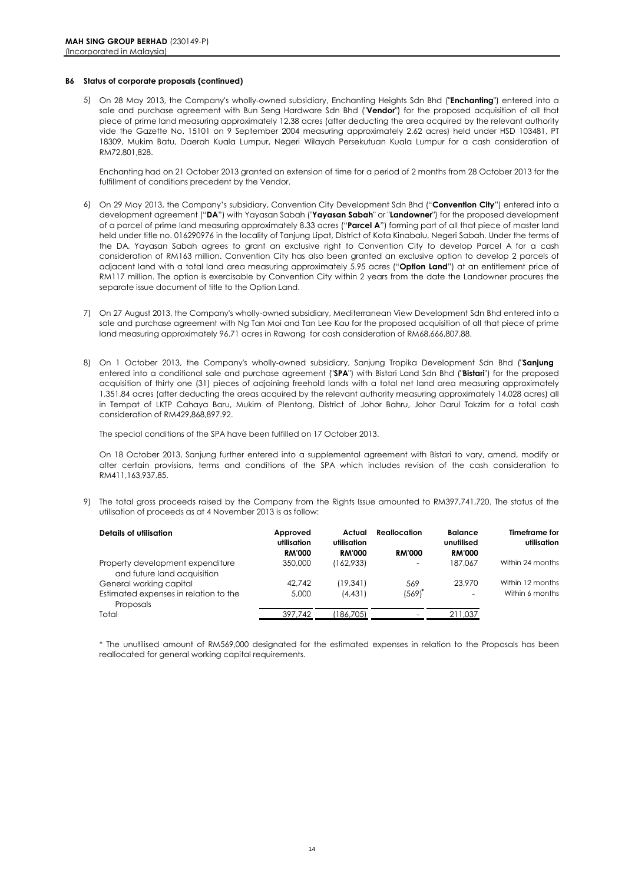**MAH SING GROUP BERHAD** (230149-P)
(Incorporated in Malaysia)

**B6 Status of corporate proposals (continued)**

5) On 28 May 2013, the Company's wholly-owned subsidiary, Enchanting Heights Sdn Bhd ("**Enchanting**") entered into a sale and purchase agreement with Bun Seng Hardware Sdn Bhd ("**Vendor**") for the proposed acquisition of all that piece of prime land measuring approximately 12.38 acres (after deducting the area acquired by the relevant authority vide the Gazette No. 15101 on 9 September 2004 measuring approximately 2.62 acres) held under HSD 103481, PT 18309, Mukim Batu, Daerah Kuala Lumpur, Negeri Wilayah Persekutuan Kuala Lumpur for a cash consideration of RM72,801,828.

   Enchanting had on 21 October 2013 granted an extension of time for a period of 2 months from 28 October 2013 for the fulfillment of conditions precedent by the Vendor.

6) On 29 May 2013, the Company's subsidiary, Convention City Development Sdn Bhd ("**Convention City**") entered into a development agreement ("**DA**") with Yayasan Sabah ("**Yayasan Sabah**" or "**Landowner**") for the proposed development of a parcel of prime land measuring approximately 8.33 acres ("**Parcel A**") forming part of all that piece of master land held under title no. 016290976 in the locality of Tanjung Lipat, District of Kota Kinabalu, Negeri Sabah. Under the terms of the DA, Yayasan Sabah agrees to grant an exclusive right to Convention City to develop Parcel A for a cash consideration of RM163 million. Convention City has also been granted an exclusive option to develop 2 parcels of adjacent land with a total land area measuring approximately 5.95 acres ("**Option Land**") at an entitlement price of RM117 million. The option is exercisable by Convention City within 2 years from the date the Landowner procures the separate issue document of title to the Option Land.

7) On 27 August 2013, the Company's wholly-owned subsidiary, Mediterranean View Development Sdn Bhd entered into a sale and purchase agreement with Ng Tan Moi and Tan Lee Kau for the proposed acquisition of all that piece of prime land measuring approximately 96.71 acres in Rawang for cash consideration of RM68,666,807.88.

8) On 1 October 2013, the Company's wholly-owned subsidiary, Sanjung Tropika Development Sdn Bhd ("**Sanjung** entered into a conditional sale and purchase agreement ("**SPA**") with Bistari Land Sdn Bhd ("**Bistari**") for the proposed acquisition of thirty one (31) pieces of adjoining freehold lands with a total net land area measuring approximately 1,351.84 acres (after deducting the areas acquired by the relevant authority measuring approximately 14.028 acres) all in Tempat of LKTP Cahaya Baru, Mukim of Plentong, District of Johor Bahru, Johor Darul Takzim for a total cash consideration of RM429,868,897.92.

   The special conditions of the SPA have been fulfilled on 17 October 2013.

   On 18 October 2013, Sanjung further entered into a supplemental agreement with Bistari to vary, amend, modify or alter certain provisions, terms and conditions of the SPA which includes revision of the cash consideration to RM411,163,937.85.

9) The total gross proceeds raised by the Company from the Rights Issue amounted to RM397,741,720. The status of the utilisation of proceeds as at 4 November 2013 is as follow:

| Details of utilisation | Approved utilisation RM'000 | Actual utilisation RM'000 | Reallocation RM'000 | Balance unutilised RM'000 | Timeframe for utilisation |
|---|---|---|---|---|---|
| Property development expenditure and future land acquisition | 350,000 | (162,933) | - | 187,067 | Within 24 months |
| General working capital | 42,742 | (19,341) | 569 | 23,970 | Within 12 months |
| Estimated expenses in relation to the Proposals | 5,000 | (4,431) | (569)* | - | Within 6 months |
| Total | 397,742 | (186,705) | - | 211,037 | |

\* The unutilised amount of RM569,000 designated for the estimated expenses in relation to the Proposals has been reallocated for general working capital requirements.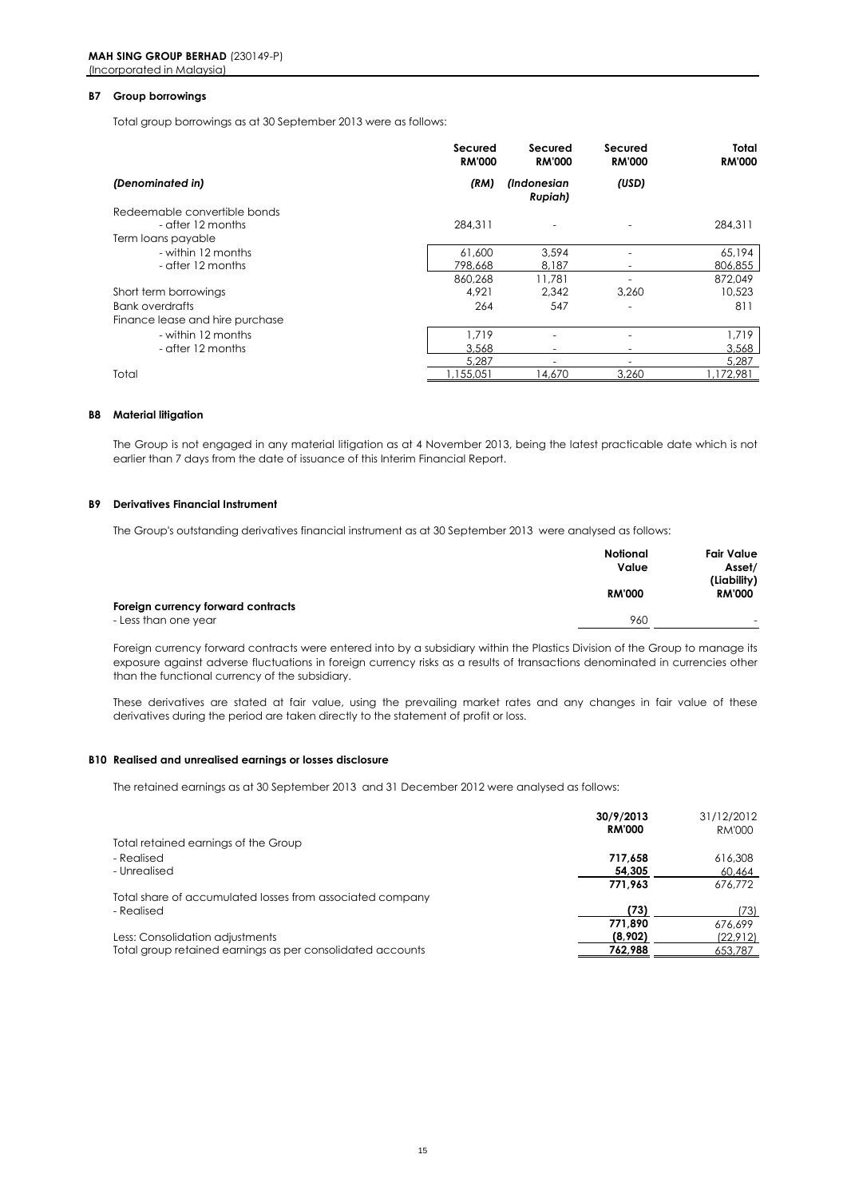### B7 Group borrowings

Total group borrowings as at 30 September 2013 were as follows:

| | Secured RM'000 | Secured RM'000 | Secured RM'000 | Total RM'000 |
|---|---|---|---|---|
| *(Denominated in)* | *(RM)* | *(Indonesian Rupiah)* | *(USD)* | |
| Redeemable convertible bonds | | | | |
| - after 12 months | 284,311 | - | - | 284,311 |
| Term loans payable | | | | |
| - within 12 months | 61,600 | 3,594 | - | 65,194 |
| - after 12 months | 798,668 | 8,187 | - | 806,855 |
| | 860,268 | 11,781 | - | 872,049 |
| Short term borrowings | 4,921 | 2,342 | 3,260 | 10,523 |
| Bank overdrafts | 264 | 547 | - | 811 |
| Finance lease and hire purchase | | | | |
| - within 12 months | 1,719 | - | - | 1,719 |
| - after 12 months | 3,568 | - | - | 3,568 |
| | 5,287 | - | - | 5,287 |
| Total | 1,155,051 | 14,670 | 3,260 | 1,172,981 |

### B8 Material litigation

The Group is not engaged in any material litigation as at 4 November 2013, being the latest practicable date which is not earlier than 7 days from the date of issuance of this Interim Financial Report.

### B9 Derivatives Financial Instrument

The Group's outstanding derivatives financial instrument as at 30 September 2013 were analysed as follows:

| | Notional Value RM'000 | Fair Value Asset/ (Liability) RM'000 |
|---|---|---|
| **Foreign currency forward contracts** | | |
| - Less than one year | 960 | - |

Foreign currency forward contracts were entered into by a subsidiary within the Plastics Division of the Group to manage its exposure against adverse fluctuations in foreign currency risks as a results of transactions denominated in currencies other than the functional currency of the subsidiary.

These derivatives are stated at fair value, using the prevailing market rates and any changes in fair value of these derivatives during the period are taken directly to the statement of profit or loss.

### B10 Realised and unrealised earnings or losses disclosure

The retained earnings as at 30 September 2013 and 31 December 2012 were analysed as follows:

| | **30/9/2013 RM'000** | 31/12/2012 RM'000 |
|---|---|---|
| Total retained earnings of the Group | | |
| - Realised | **717,658** | 616,308 |
| - Unrealised | **54,305** | 60,464 |
| | **771,963** | 676,772 |
| Total share of accumulated losses from associated company | | |
| - Realised | **(73)** | (73) |
| | **771,890** | 676,699 |
| Less: Consolidation adjustments | **(8,902)** | (22,912) |
| Total group retained earnings as per consolidated accounts | **762,988** | 653,787 |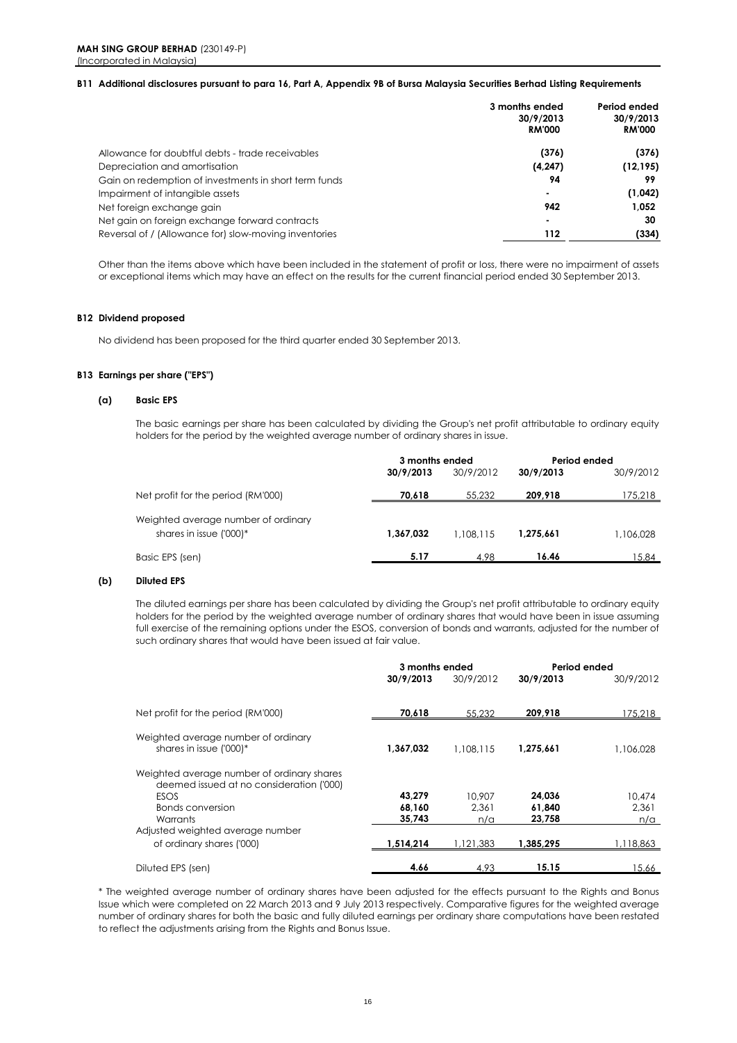**MAH SING GROUP BERHAD** (230149-P)
(Incorporated in Malaysia)

**B11 Additional disclosures pursuant to para 16, Part A, Appendix 9B of Bursa Malaysia Securities Berhad Listing Requirements**

| | 3 months ended 30/9/2013 RM'000 | Period ended 30/9/2013 RM'000 |
|---|---|---|
| Allowance for doubtful debts - trade receivables | **(376)** | **(376)** |
| Depreciation and amortisation | **(4,247)** | **(12,195)** |
| Gain on redemption of investments in short term funds | **94** | **99** |
| Impairment of intangible assets | **-** | **(1,042)** |
| Net foreign exchange gain | **942** | **1,052** |
| Net gain on foreign exchange forward contracts | **-** | **30** |
| Reversal of / (Allowance for) slow-moving inventories | **112** | **(334)** |

Other than the items above which have been included in the statement of profit or loss, there were no impairment of assets or exceptional items which may have an effect on the results for the current financial period ended 30 September 2013.

**B12 Dividend proposed**

No dividend has been proposed for the third quarter ended 30 September 2013.

**B13 Earnings per share ("EPS")**

**(a) Basic EPS**

The basic earnings per share has been calculated by dividing the Group's net profit attributable to ordinary equity holders for the period by the weighted average number of ordinary shares in issue.

| | 3 months ended | | Period ended | |
|---|---|---|---|---|
| | **30/9/2013** | 30/9/2012 | **30/9/2013** | 30/9/2012 |
| Net profit for the period (RM'000) | **70,618** | 55,232 | **209,918** | 175,218 |
| Weighted average number of ordinary shares in issue ('000)* | **1,367,032** | 1,108,115 | **1,275,661** | 1,106,028 |
| Basic EPS (sen) | **5.17** | 4.98 | **16.46** | 15.84 |

**(b) Diluted EPS**

The diluted earnings per share has been calculated by dividing the Group's net profit attributable to ordinary equity holders for the period by the weighted average number of ordinary shares that would have been in issue assuming full exercise of the remaining options under the ESOS, conversion of bonds and warrants, adjusted for the number of such ordinary shares that would have been issued at fair value.

| | 3 months ended | | Period ended | |
|---|---|---|---|---|
| | **30/9/2013** | 30/9/2012 | **30/9/2013** | 30/9/2012 |
| Net profit for the period (RM'000) | **70,618** | 55,232 | **209,918** | 175,218 |
| Weighted average number of ordinary shares in issue ('000)* | **1,367,032** | 1,108,115 | **1,275,661** | 1,106,028 |
| Weighted average number of ordinary shares deemed issued at no consideration ('000) | | | | |
| ESOS | **43,279** | 10,907 | **24,036** | 10,474 |
| Bonds conversion | **68,160** | 2,361 | **61,840** | 2,361 |
| Warrants | **35,743** | n/a | **23,758** | n/a |
| Adjusted weighted average number of ordinary shares ('000) | **1,514,214** | 1,121,383 | **1,385,295** | 1,118,863 |
| Diluted EPS (sen) | **4.66** | 4.93 | **15.15** | 15.66 |

* The weighted average number of ordinary shares have been adjusted for the effects pursuant to the Rights and Bonus Issue which were completed on 22 March 2013 and 9 July 2013 respectively. Comparative figures for the weighted average number of ordinary shares for both the basic and fully diluted earnings per ordinary share computations have been restated to reflect the adjustments arising from the Rights and Bonus Issue.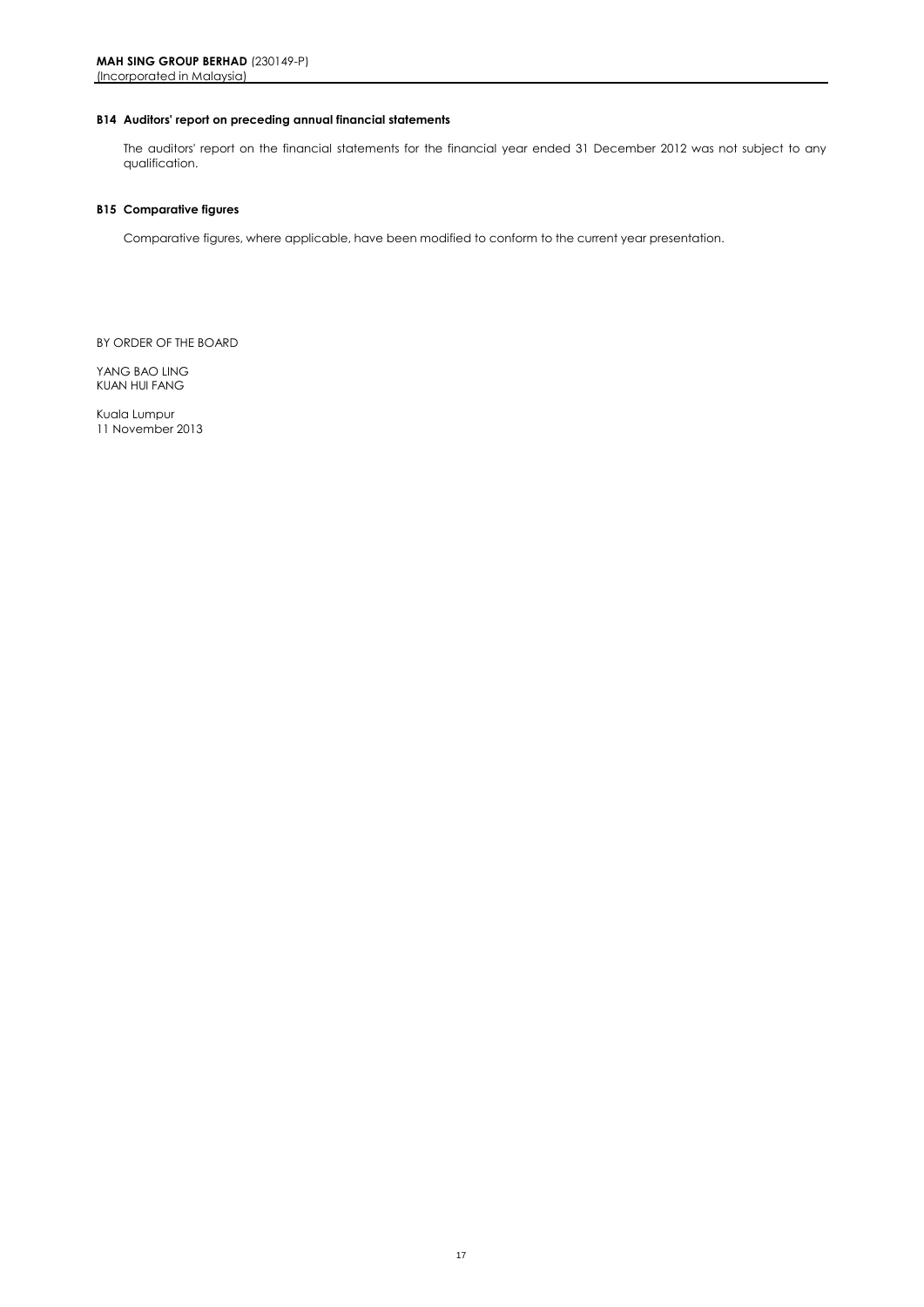**B14 Auditors' report on preceding annual financial statements**

The auditors' report on the financial statements for the financial year ended 31 December 2012 was not subject to any qualification.

**B15 Comparative figures**

Comparative figures, where applicable, have been modified to conform to the current year presentation.

BY ORDER OF THE BOARD

YANG BAO LING
KUAN HUI FANG

Kuala Lumpur
11 November 2013